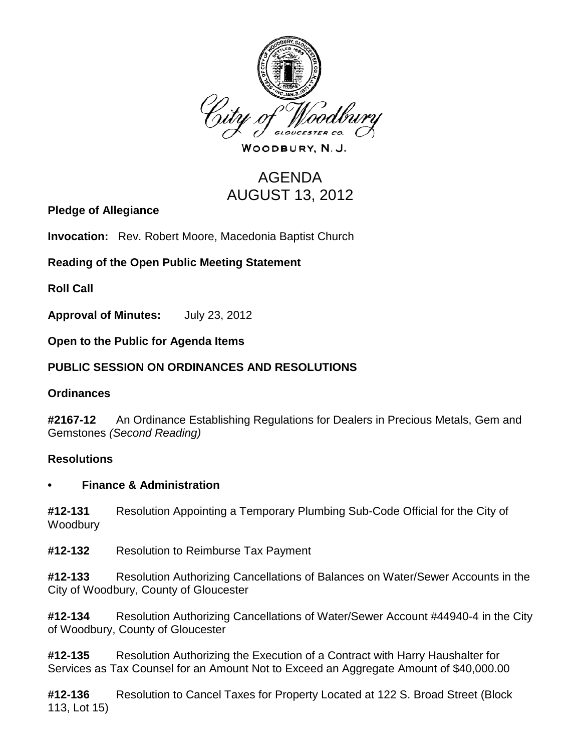City of Woodbury

GLOUCESTER CO.

WOODBURY, N. J.

# AGENDA
# AUGUST 13, 2012

**Pledge of Allegiance**

**Invocation:** Rev. Robert Moore, Macedonia Baptist Church

**Reading of the Open Public Meeting Statement**

**Roll Call**

**Approval of Minutes:** July 23, 2012

**Open to the Public for Agenda Items**

## PUBLIC SESSION ON ORDINANCES AND RESOLUTIONS

### Ordinances

**#2167-12** An Ordinance Establishing Regulations for Dealers in Precious Metals, Gem and Gemstones *(Second Reading)*

### Resolutions

- **Finance & Administration**

**#12-131** Resolution Appointing a Temporary Plumbing Sub-Code Official for the City of Woodbury

**#12-132** Resolution to Reimburse Tax Payment

**#12-133** Resolution Authorizing Cancellations of Balances on Water/Sewer Accounts in the City of Woodbury, County of Gloucester

**#12-134** Resolution Authorizing Cancellations of Water/Sewer Account #44940-4 in the City of Woodbury, County of Gloucester

**#12-135** Resolution Authorizing the Execution of a Contract with Harry Haushalter for Services as Tax Counsel for an Amount Not to Exceed an Aggregate Amount of $40,000.00

**#12-136** Resolution to Cancel Taxes for Property Located at 122 S. Broad Street (Block 113, Lot 15)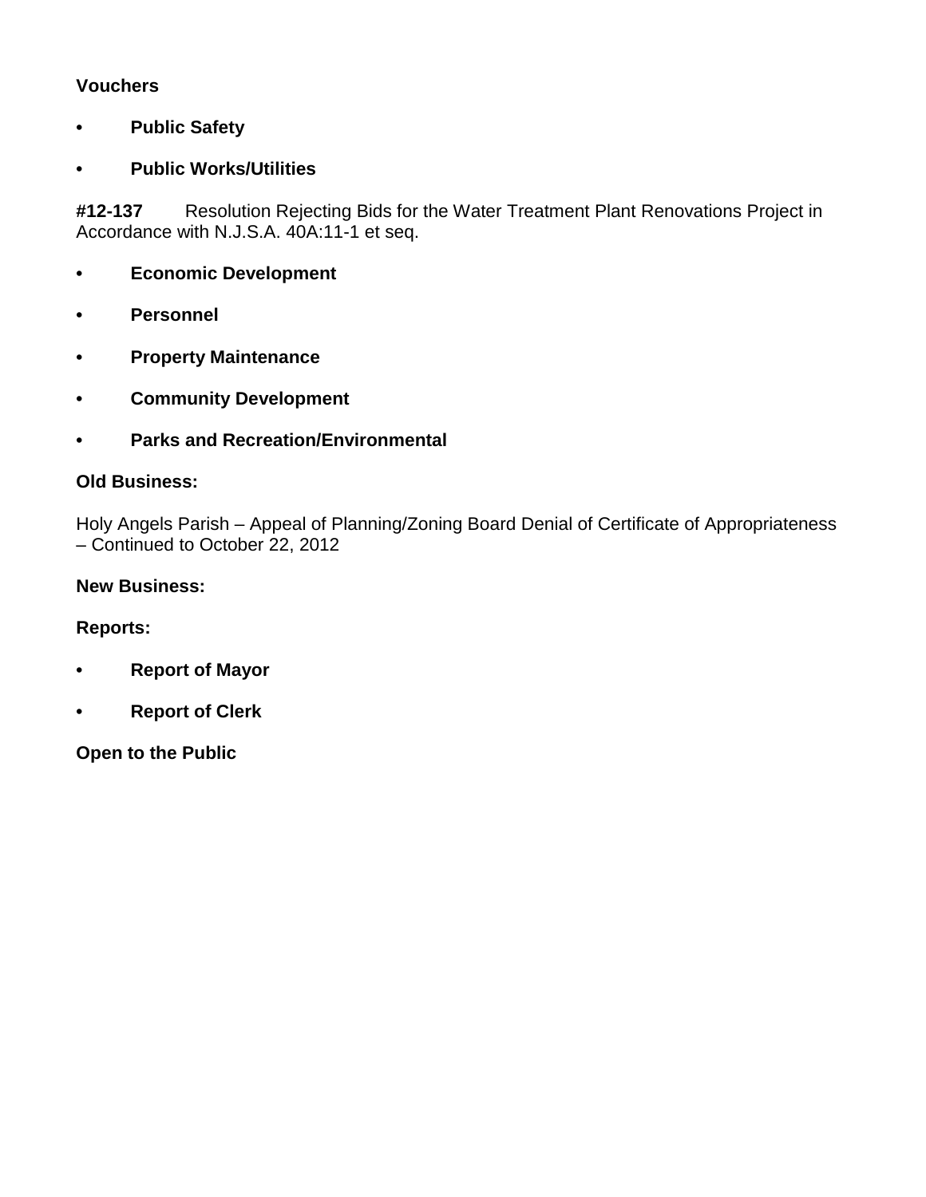**Vouchers**

- **Public Safety**
- **Public Works/Utilities**

**#12-137** Resolution Rejecting Bids for the Water Treatment Plant Renovations Project in Accordance with N.J.S.A. 40A:11-1 et seq.

- **Economic Development**
- **Personnel**
- **Property Maintenance**
- **Community Development**
- **Parks and Recreation/Environmental**

**Old Business:**

Holy Angels Parish – Appeal of Planning/Zoning Board Denial of Certificate of Appropriateness – Continued to October 22, 2012

**New Business:**

**Reports:**

- **Report of Mayor**
- **Report of Clerk**

**Open to the Public**